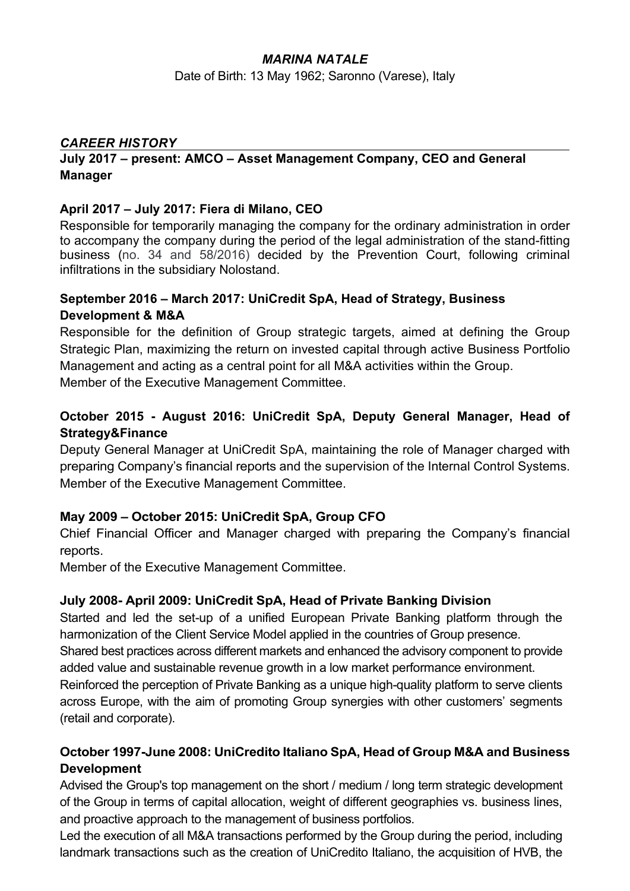# *MARINA NATALE*

Date of Birth: 13 May 1962; Saronno (Varese), Italy

## *CAREER HISTORY*

**July 2017 – present: AMCO – Asset Management Company, CEO and General Manager**

**April 2017 – July 2017: Fiera di Milano, CEO**

Responsible for temporarily managing the company for the ordinary administration in order to accompany the company during the period of the legal administration of the stand-fitting business (no. 34 and 58/2016) decided by the Prevention Court, following criminal infiltrations in the subsidiary Nolostand.

**September 2016 – March 2017: UniCredit SpA, Head of Strategy, Business Development & M&A**

Responsible for the definition of Group strategic targets, aimed at defining the Group Strategic Plan, maximizing the return on invested capital through active Business Portfolio Management and acting as a central point for all M&A activities within the Group.
Member of the Executive Management Committee.

**October 2015 - August 2016: UniCredit SpA, Deputy General Manager, Head of Strategy&Finance**

Deputy General Manager at UniCredit SpA, maintaining the role of Manager charged with preparing Company's financial reports and the supervision of the Internal Control Systems.
Member of the Executive Management Committee.

**May 2009 – October 2015: UniCredit SpA, Group CFO**

Chief Financial Officer and Manager charged with preparing the Company's financial reports.
Member of the Executive Management Committee.

**July 2008- April 2009: UniCredit SpA, Head of Private Banking Division**

Started and led the set-up of a unified European Private Banking platform through the harmonization of the Client Service Model applied in the countries of Group presence.
Shared best practices across different markets and enhanced the advisory component to provide added value and sustainable revenue growth in a low market performance environment.
Reinforced the perception of Private Banking as a unique high-quality platform to serve clients across Europe, with the aim of promoting Group synergies with other customers' segments (retail and corporate).

**October 1997-June 2008: UniCredito Italiano SpA, Head of Group M&A and Business Development**

Advised the Group's top management on the short / medium / long term strategic development of the Group in terms of capital allocation, weight of different geographies vs. business lines, and proactive approach to the management of business portfolios.
Led the execution of all M&A transactions performed by the Group during the period, including landmark transactions such as the creation of UniCredito Italiano, the acquisition of HVB, the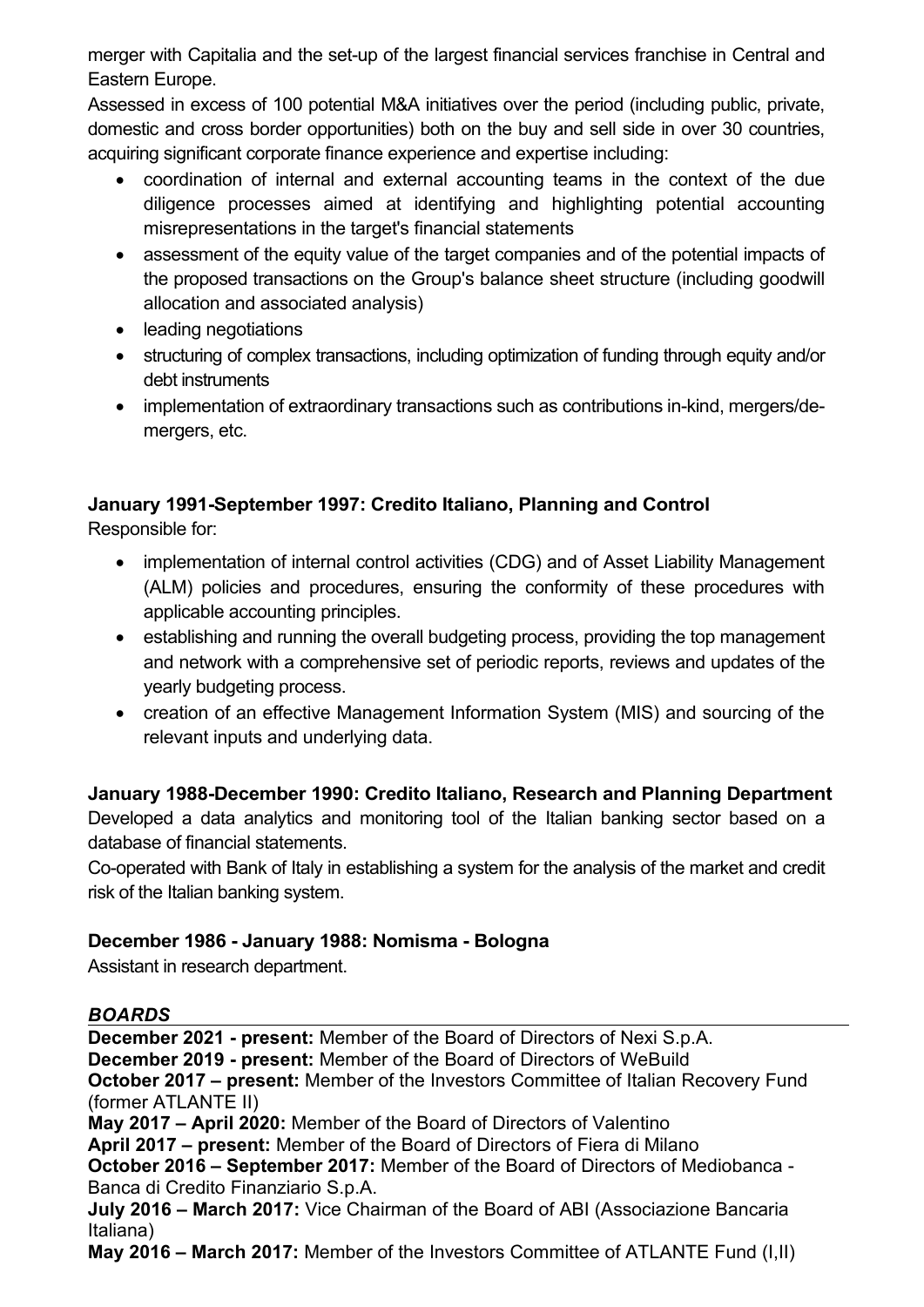merger with Capitalia and the set-up of the largest financial services franchise in Central and Eastern Europe.

Assessed in excess of 100 potential M&A initiatives over the period (including public, private, domestic and cross border opportunities) both on the buy and sell side in over 30 countries, acquiring significant corporate finance experience and expertise including:

- coordination of internal and external accounting teams in the context of the due diligence processes aimed at identifying and highlighting potential accounting misrepresentations in the target's financial statements
- assessment of the equity value of the target companies and of the potential impacts of the proposed transactions on the Group's balance sheet structure (including goodwill allocation and associated analysis)
- leading negotiations
- structuring of complex transactions, including optimization of funding through equity and/or debt instruments
- implementation of extraordinary transactions such as contributions in-kind, mergers/de-mergers, etc.

**January 1991-September 1997: Credito Italiano, Planning and Control**

Responsible for:

- implementation of internal control activities (CDG) and of Asset Liability Management (ALM) policies and procedures, ensuring the conformity of these procedures with applicable accounting principles.
- establishing and running the overall budgeting process, providing the top management and network with a comprehensive set of periodic reports, reviews and updates of the yearly budgeting process.
- creation of an effective Management Information System (MIS) and sourcing of the relevant inputs and underlying data.

**January 1988-December 1990: Credito Italiano, Research and Planning Department**

Developed a data analytics and monitoring tool of the Italian banking sector based on a database of financial statements.

Co-operated with Bank of Italy in establishing a system for the analysis of the market and credit risk of the Italian banking system.

**December 1986 - January 1988: Nomisma - Bologna**

Assistant in research department.

### ***BOARDS***

**December 2021 - present:** Member of the Board of Directors of Nexi S.p.A.
**December 2019 - present:** Member of the Board of Directors of WeBuild
**October 2017 – present:** Member of the Investors Committee of Italian Recovery Fund (former ATLANTE II)
**May 2017 – April 2020:** Member of the Board of Directors of Valentino
**April 2017 – present:** Member of the Board of Directors of Fiera di Milano
**October 2016 – September 2017:** Member of the Board of Directors of Mediobanca - Banca di Credito Finanziario S.p.A.
**July 2016 – March 2017:** Vice Chairman of the Board of ABI (Associazione Bancaria Italiana)
**May 2016 – March 2017:** Member of the Investors Committee of ATLANTE Fund (I,II)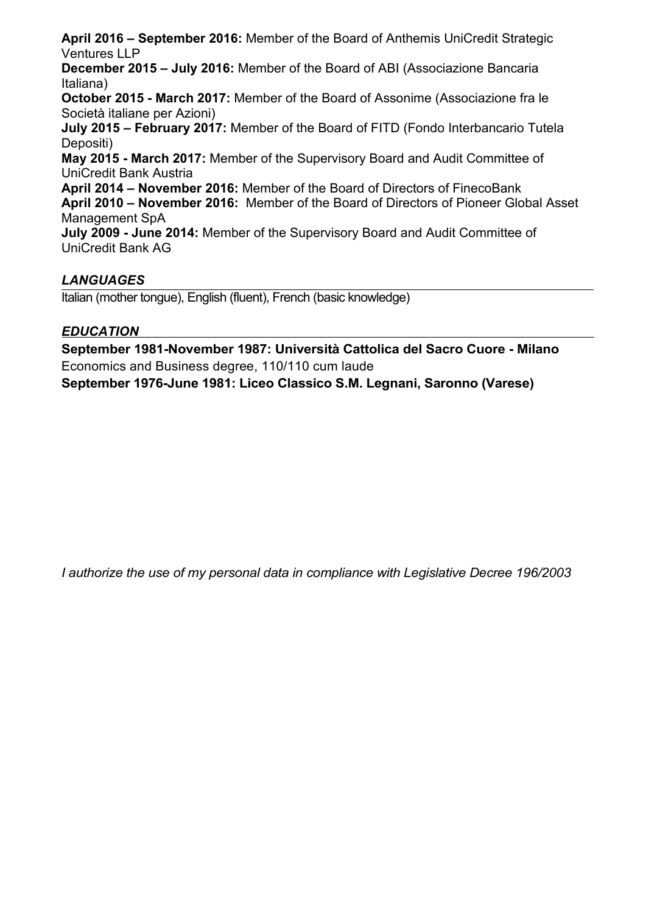**April 2016 – September 2016:** Member of the Board of Anthemis UniCredit Strategic Ventures LLP
**December 2015 – July 2016:** Member of the Board of ABI (Associazione Bancaria Italiana)
**October 2015 - March 2017:** Member of the Board of Assonime (Associazione fra le Società italiane per Azioni)
**July 2015 – February 2017:** Member of the Board of FITD (Fondo Interbancario Tutela Depositi)
**May 2015 - March 2017:** Member of the Supervisory Board and Audit Committee of UniCredit Bank Austria
**April 2014 – November 2016:** Member of the Board of Directors of FinecoBank
**April 2010 – November 2016:** Member of the Board of Directors of Pioneer Global Asset Management SpA
**July 2009 - June 2014:** Member of the Supervisory Board and Audit Committee of UniCredit Bank AG

### *LANGUAGES*

Italian (mother tongue), English (fluent), French (basic knowledge)

### *EDUCATION*

**September 1981-November 1987: Università Cattolica del Sacro Cuore - Milano**
Economics and Business degree, 110/110 cum laude
**September 1976-June 1981: Liceo Classico S.M. Legnani, Saronno (Varese)**

*I authorize the use of my personal data in compliance with Legislative Decree 196/2003*